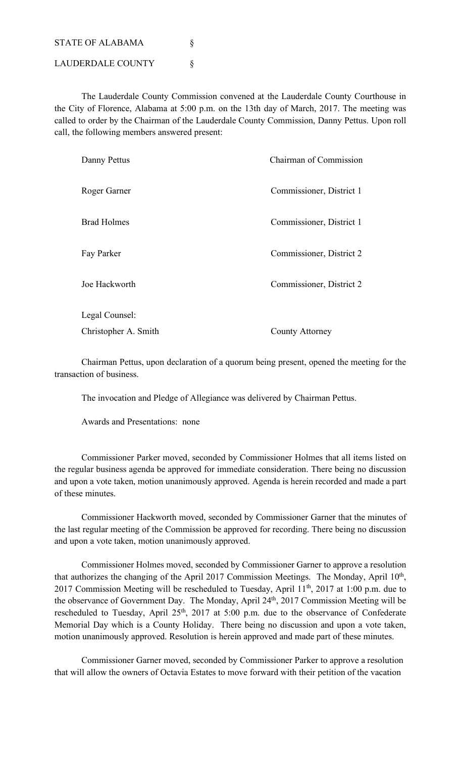STATE OF ALABAMA §

LAUDERDALE COUNTY §

The Lauderdale County Commission convened at the Lauderdale County Courthouse in the City of Florence, Alabama at 5:00 p.m. on the 13th day of March, 2017. The meeting was called to order by the Chairman of the Lauderdale County Commission, Danny Pettus. Upon roll call, the following members answered present:

| | |
|---|---|
| Danny Pettus | Chairman of Commission |
| Roger Garner | Commissioner, District 1 |
| Brad Holmes | Commissioner, District 1 |
| Fay Parker | Commissioner, District 2 |
| Joe Hackworth | Commissioner, District 2 |
| Legal Counsel: | |
| Christopher A. Smith | County Attorney |

Chairman Pettus, upon declaration of a quorum being present, opened the meeting for the transaction of business.

The invocation and Pledge of Allegiance was delivered by Chairman Pettus.

Awards and Presentations: none

Commissioner Parker moved, seconded by Commissioner Holmes that all items listed on the regular business agenda be approved for immediate consideration. There being no discussion and upon a vote taken, motion unanimously approved. Agenda is herein recorded and made a part of these minutes.

Commissioner Hackworth moved, seconded by Commissioner Garner that the minutes of the last regular meeting of the Commission be approved for recording. There being no discussion and upon a vote taken, motion unanimously approved.

Commissioner Holmes moved, seconded by Commissioner Garner to approve a resolution that authorizes the changing of the April 2017 Commission Meetings. The Monday, April 10th, 2017 Commission Meeting will be rescheduled to Tuesday, April 11th, 2017 at 1:00 p.m. due to the observance of Government Day. The Monday, April 24th, 2017 Commission Meeting will be rescheduled to Tuesday, April 25th, 2017 at 5:00 p.m. due to the observance of Confederate Memorial Day which is a County Holiday. There being no discussion and upon a vote taken, motion unanimously approved. Resolution is herein approved and made part of these minutes.

Commissioner Garner moved, seconded by Commissioner Parker to approve a resolution that will allow the owners of Octavia Estates to move forward with their petition of the vacation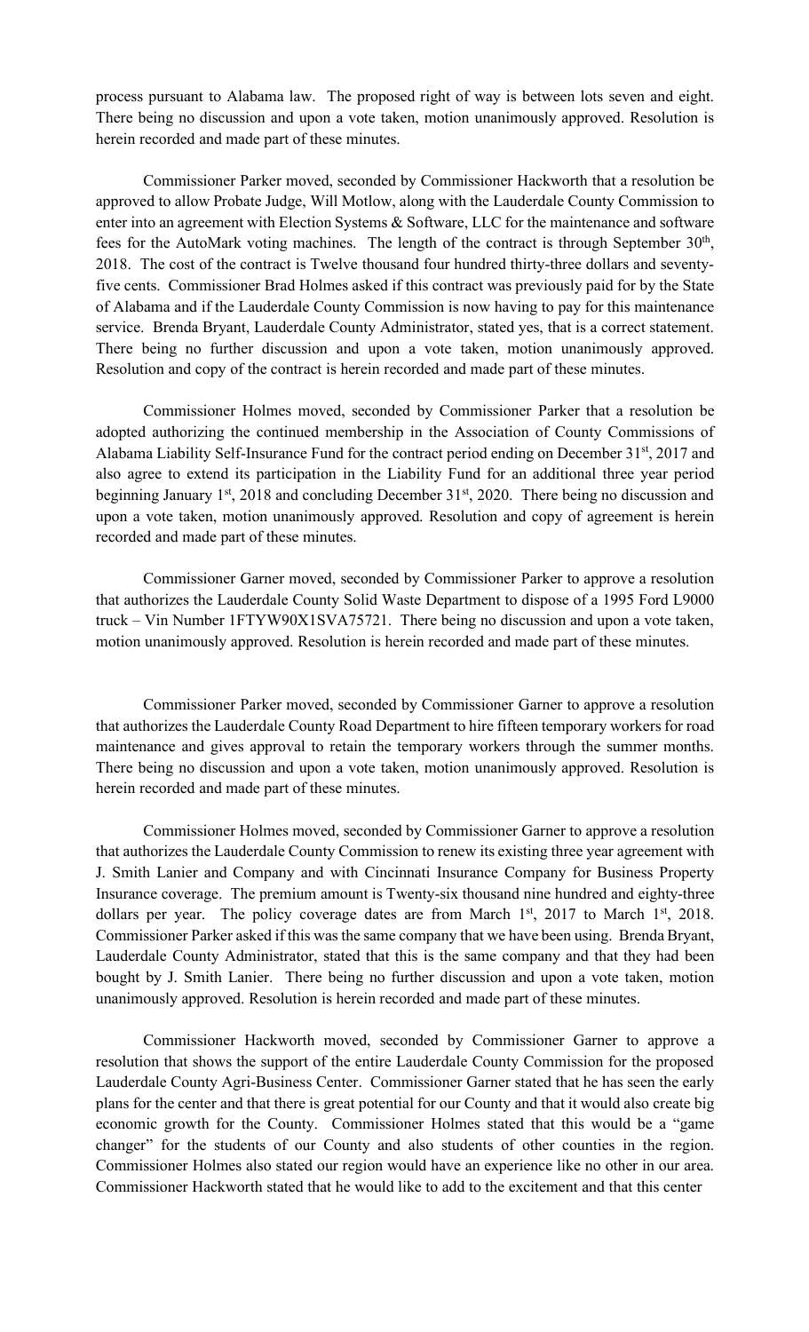process pursuant to Alabama law. The proposed right of way is between lots seven and eight. There being no discussion and upon a vote taken, motion unanimously approved. Resolution is herein recorded and made part of these minutes.

Commissioner Parker moved, seconded by Commissioner Hackworth that a resolution be approved to allow Probate Judge, Will Motlow, along with the Lauderdale County Commission to enter into an agreement with Election Systems & Software, LLC for the maintenance and software fees for the AutoMark voting machines. The length of the contract is through September 30th, 2018. The cost of the contract is Twelve thousand four hundred thirty-three dollars and seventy-five cents. Commissioner Brad Holmes asked if this contract was previously paid for by the State of Alabama and if the Lauderdale County Commission is now having to pay for this maintenance service. Brenda Bryant, Lauderdale County Administrator, stated yes, that is a correct statement. There being no further discussion and upon a vote taken, motion unanimously approved. Resolution and copy of the contract is herein recorded and made part of these minutes.

Commissioner Holmes moved, seconded by Commissioner Parker that a resolution be adopted authorizing the continued membership in the Association of County Commissions of Alabama Liability Self-Insurance Fund for the contract period ending on December 31st, 2017 and also agree to extend its participation in the Liability Fund for an additional three year period beginning January 1st, 2018 and concluding December 31st, 2020. There being no discussion and upon a vote taken, motion unanimously approved. Resolution and copy of agreement is herein recorded and made part of these minutes.

Commissioner Garner moved, seconded by Commissioner Parker to approve a resolution that authorizes the Lauderdale County Solid Waste Department to dispose of a 1995 Ford L9000 truck – Vin Number 1FTYW90X1SVA75721. There being no discussion and upon a vote taken, motion unanimously approved. Resolution is herein recorded and made part of these minutes.

Commissioner Parker moved, seconded by Commissioner Garner to approve a resolution that authorizes the Lauderdale County Road Department to hire fifteen temporary workers for road maintenance and gives approval to retain the temporary workers through the summer months. There being no discussion and upon a vote taken, motion unanimously approved. Resolution is herein recorded and made part of these minutes.

Commissioner Holmes moved, seconded by Commissioner Garner to approve a resolution that authorizes the Lauderdale County Commission to renew its existing three year agreement with J. Smith Lanier and Company and with Cincinnati Insurance Company for Business Property Insurance coverage. The premium amount is Twenty-six thousand nine hundred and eighty-three dollars per year. The policy coverage dates are from March 1st, 2017 to March 1st, 2018. Commissioner Parker asked if this was the same company that we have been using. Brenda Bryant, Lauderdale County Administrator, stated that this is the same company and that they had been bought by J. Smith Lanier. There being no further discussion and upon a vote taken, motion unanimously approved. Resolution is herein recorded and made part of these minutes.

Commissioner Hackworth moved, seconded by Commissioner Garner to approve a resolution that shows the support of the entire Lauderdale County Commission for the proposed Lauderdale County Agri-Business Center. Commissioner Garner stated that he has seen the early plans for the center and that there is great potential for our County and that it would also create big economic growth for the County. Commissioner Holmes stated that this would be a "game changer" for the students of our County and also students of other counties in the region. Commissioner Holmes also stated our region would have an experience like no other in our area. Commissioner Hackworth stated that he would like to add to the excitement and that this center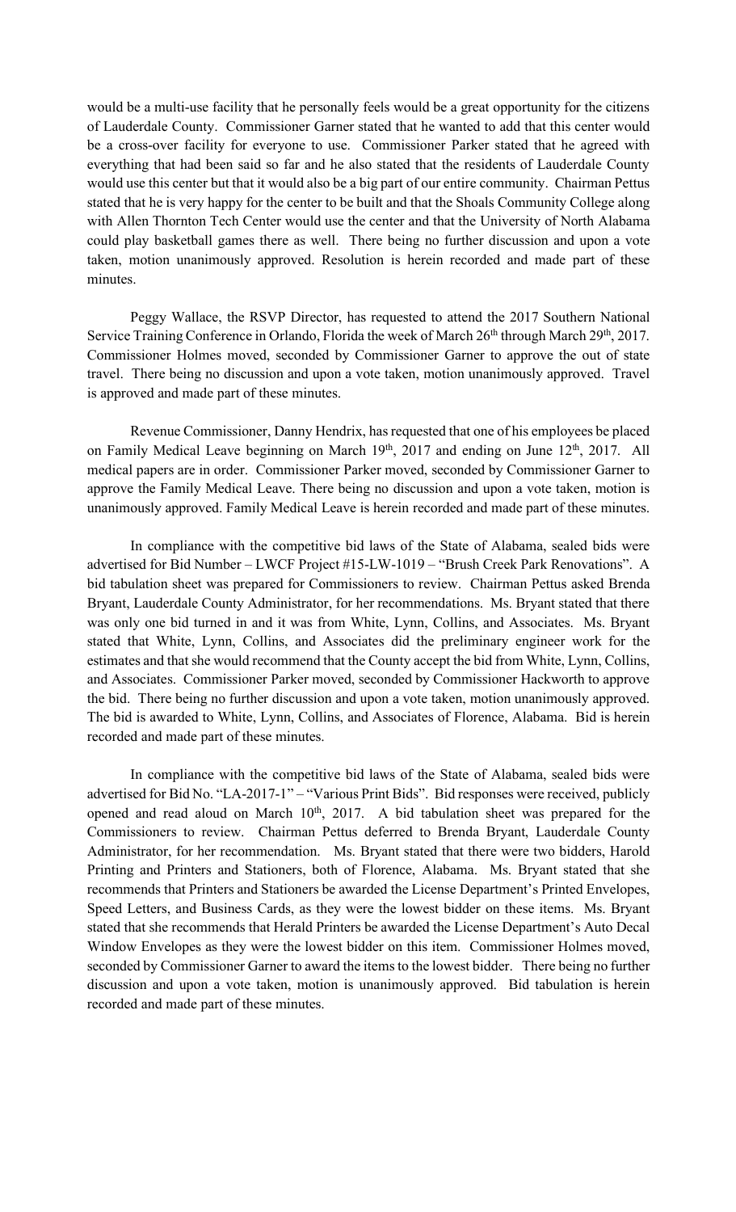would be a multi-use facility that he personally feels would be a great opportunity for the citizens of Lauderdale County. Commissioner Garner stated that he wanted to add that this center would be a cross-over facility for everyone to use. Commissioner Parker stated that he agreed with everything that had been said so far and he also stated that the residents of Lauderdale County would use this center but that it would also be a big part of our entire community. Chairman Pettus stated that he is very happy for the center to be built and that the Shoals Community College along with Allen Thornton Tech Center would use the center and that the University of North Alabama could play basketball games there as well. There being no further discussion and upon a vote taken, motion unanimously approved. Resolution is herein recorded and made part of these minutes.

Peggy Wallace, the RSVP Director, has requested to attend the 2017 Southern National Service Training Conference in Orlando, Florida the week of March 26th through March 29th, 2017. Commissioner Holmes moved, seconded by Commissioner Garner to approve the out of state travel. There being no discussion and upon a vote taken, motion unanimously approved. Travel is approved and made part of these minutes.

Revenue Commissioner, Danny Hendrix, has requested that one of his employees be placed on Family Medical Leave beginning on March 19th, 2017 and ending on June 12th, 2017. All medical papers are in order. Commissioner Parker moved, seconded by Commissioner Garner to approve the Family Medical Leave. There being no discussion and upon a vote taken, motion is unanimously approved. Family Medical Leave is herein recorded and made part of these minutes.

In compliance with the competitive bid laws of the State of Alabama, sealed bids were advertised for Bid Number – LWCF Project #15-LW-1019 – "Brush Creek Park Renovations". A bid tabulation sheet was prepared for Commissioners to review. Chairman Pettus asked Brenda Bryant, Lauderdale County Administrator, for her recommendations. Ms. Bryant stated that there was only one bid turned in and it was from White, Lynn, Collins, and Associates. Ms. Bryant stated that White, Lynn, Collins, and Associates did the preliminary engineer work for the estimates and that she would recommend that the County accept the bid from White, Lynn, Collins, and Associates. Commissioner Parker moved, seconded by Commissioner Hackworth to approve the bid. There being no further discussion and upon a vote taken, motion unanimously approved. The bid is awarded to White, Lynn, Collins, and Associates of Florence, Alabama. Bid is herein recorded and made part of these minutes.

In compliance with the competitive bid laws of the State of Alabama, sealed bids were advertised for Bid No. "LA-2017-1" – "Various Print Bids". Bid responses were received, publicly opened and read aloud on March 10th, 2017. A bid tabulation sheet was prepared for the Commissioners to review. Chairman Pettus deferred to Brenda Bryant, Lauderdale County Administrator, for her recommendation. Ms. Bryant stated that there were two bidders, Harold Printing and Printers and Stationers, both of Florence, Alabama. Ms. Bryant stated that she recommends that Printers and Stationers be awarded the License Department's Printed Envelopes, Speed Letters, and Business Cards, as they were the lowest bidder on these items. Ms. Bryant stated that she recommends that Herald Printers be awarded the License Department's Auto Decal Window Envelopes as they were the lowest bidder on this item. Commissioner Holmes moved, seconded by Commissioner Garner to award the items to the lowest bidder. There being no further discussion and upon a vote taken, motion is unanimously approved. Bid tabulation is herein recorded and made part of these minutes.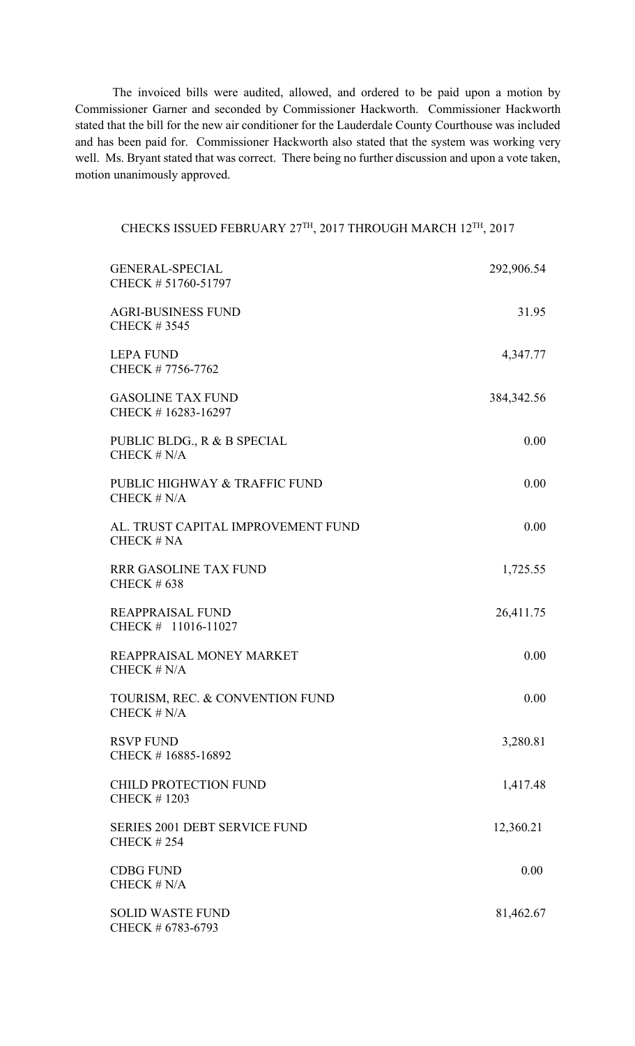The invoiced bills were audited, allowed, and ordered to be paid upon a motion by Commissioner Garner and seconded by Commissioner Hackworth. Commissioner Hackworth stated that the bill for the new air conditioner for the Lauderdale County Courthouse was included and has been paid for. Commissioner Hackworth also stated that the system was working very well. Ms. Bryant stated that was correct. There being no further discussion and upon a vote taken, motion unanimously approved.

CHECKS ISSUED FEBRUARY 27TH, 2017 THROUGH MARCH 12TH, 2017

| Fund | Amount |
|---|---|
| GENERAL-SPECIAL<br>CHECK # 51760-51797 | 292,906.54 |
| AGRI-BUSINESS FUND<br>CHECK # 3545 | 31.95 |
| LEPA FUND<br>CHECK # 7756-7762 | 4,347.77 |
| GASOLINE TAX FUND<br>CHECK # 16283-16297 | 384,342.56 |
| PUBLIC BLDG., R & B SPECIAL<br>CHECK # N/A | 0.00 |
| PUBLIC HIGHWAY & TRAFFIC FUND<br>CHECK # N/A | 0.00 |
| AL. TRUST CAPITAL IMPROVEMENT FUND<br>CHECK # NA | 0.00 |
| RRR GASOLINE TAX FUND<br>CHECK # 638 | 1,725.55 |
| REAPPRAISAL FUND<br>CHECK # 11016-11027 | 26,411.75 |
| REAPPRAISAL MONEY MARKET<br>CHECK # N/A | 0.00 |
| TOURISM, REC. & CONVENTION FUND<br>CHECK # N/A | 0.00 |
| RSVP FUND<br>CHECK # 16885-16892 | 3,280.81 |
| CHILD PROTECTION FUND<br>CHECK # 1203 | 1,417.48 |
| SERIES 2001 DEBT SERVICE FUND<br>CHECK # 254 | 12,360.21 |
| CDBG FUND<br>CHECK # N/A | 0.00 |
| SOLID WASTE FUND<br>CHECK # 6783-6793 | 81,462.67 |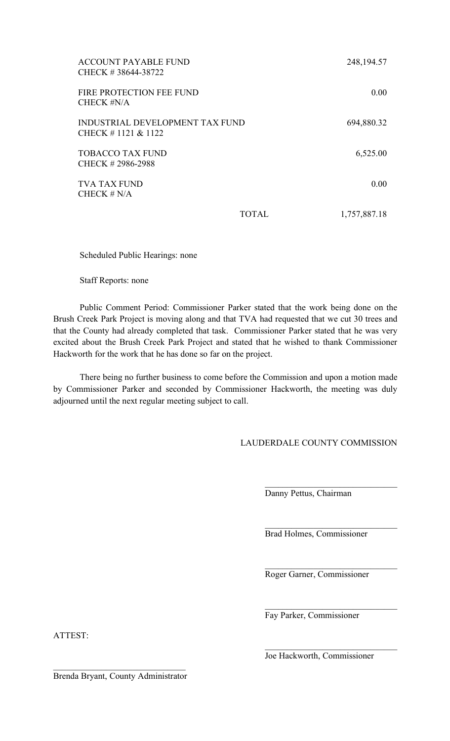| | | |
|---|---|---|
| ACCOUNT PAYABLE FUND<br>CHECK # 38644-38722 | | 248,194.57 |
| FIRE PROTECTION FEE FUND<br>CHECK #N/A | | 0.00 |
| INDUSTRIAL DEVELOPMENT TAX FUND<br>CHECK # 1121 & 1122 | | 694,880.32 |
| TOBACCO TAX FUND<br>CHECK # 2986-2988 | | 6,525.00 |
| TVA TAX FUND<br>CHECK # N/A | | 0.00 |
| | TOTAL | 1,757,887.18 |

Scheduled Public Hearings: none

Staff Reports: none

Public Comment Period: Commissioner Parker stated that the work being done on the Brush Creek Park Project is moving along and that TVA had requested that we cut 30 trees and that the County had already completed that task. Commissioner Parker stated that he was very excited about the Brush Creek Park Project and stated that he wished to thank Commissioner Hackworth for the work that he has done so far on the project.

There being no further business to come before the Commission and upon a motion made by Commissioner Parker and seconded by Commissioner Hackworth, the meeting was duly adjourned until the next regular meeting subject to call.

LAUDERDALE COUNTY COMMISSION

\_\_\_\_\_\_\_\_\_\_\_\_\_\_\_\_\_\_\_\_\_\_\_\_\_\_\_\_
Danny Pettus, Chairman

\_\_\_\_\_\_\_\_\_\_\_\_\_\_\_\_\_\_\_\_\_\_\_\_\_\_\_\_
Brad Holmes, Commissioner

\_\_\_\_\_\_\_\_\_\_\_\_\_\_\_\_\_\_\_\_\_\_\_\_\_\_\_\_
Roger Garner, Commissioner

\_\_\_\_\_\_\_\_\_\_\_\_\_\_\_\_\_\_\_\_\_\_\_\_\_\_\_\_
Fay Parker, Commissioner

ATTEST:

\_\_\_\_\_\_\_\_\_\_\_\_\_\_\_\_\_\_\_\_\_\_\_\_\_\_\_\_
Joe Hackworth, Commissioner

\_\_\_\_\_\_\_\_\_\_\_\_\_\_\_\_\_\_\_\_\_\_\_\_\_\_\_\_
Brenda Bryant, County Administrator